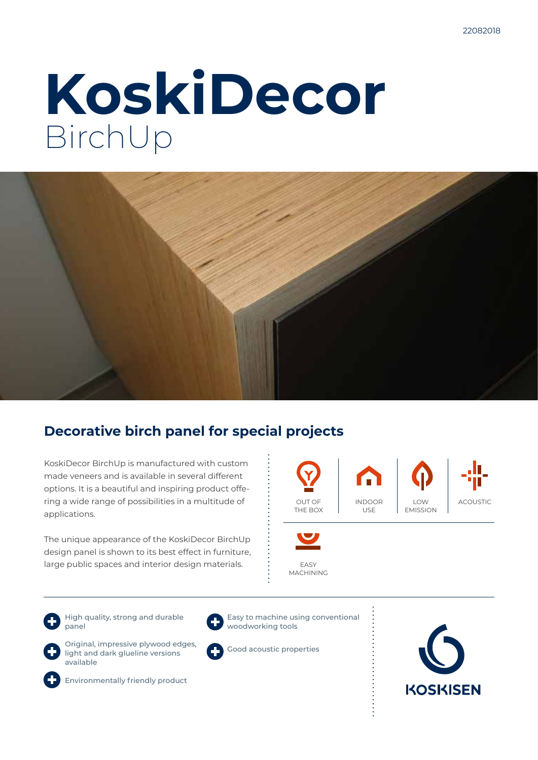# KoskiDecor
BirchUp

## Decorative birch panel for special projects

KoskiDecor BirchUp is manufactured with custom made veneers and is available in several different options. It is a beautiful and inspiring product offering a wide range of possibilities in a multitude of applications.

The unique appearance of the KoskiDecor BirchUp design panel is shown to its best effect in furniture, large public spaces and interior design materials.

OUT OF THE BOX | INDOOR USE | LOW EMISSION | ACOUSTIC | EASY MACHINING

- High quality, strong and durable panel
- Original, impressive plywood edges, light and dark glueline versions available
- Environmentally friendly product
- Easy to machine using conventional woodworking tools
- Good acoustic properties

KOSKISEN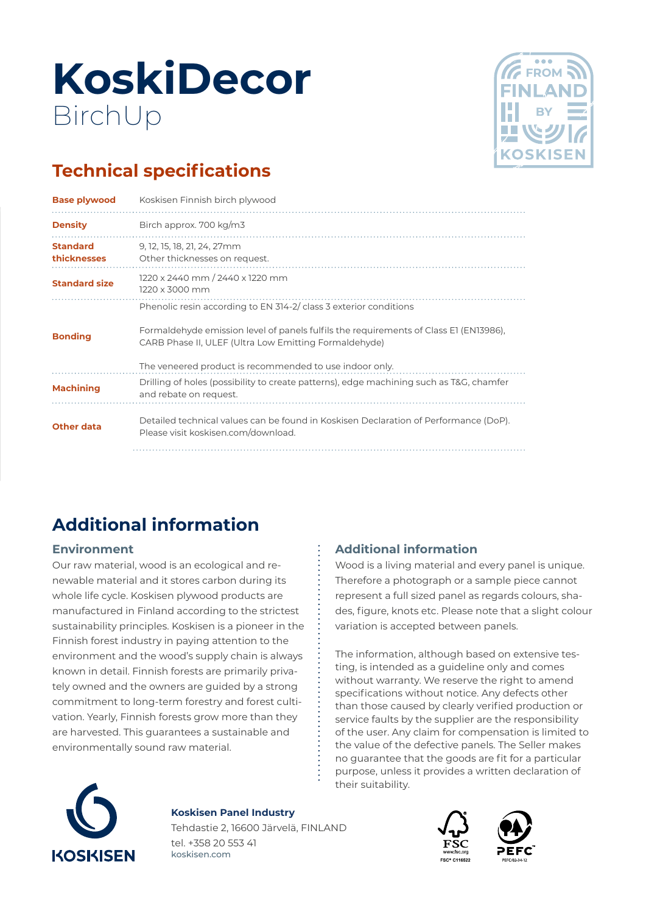# KoskiDecor
BirchUp

## Technical specifications

| | |
|---|---|
| **Base plywood** | Koskisen Finnish birch plywood |
| **Density** | Birch approx. 700 kg/m3 |
| **Standard thicknesses** | 9, 12, 15, 18, 21, 24, 27mm<br>Other thicknesses on request. |
| **Standard size** | 1220 x 2440 mm / 2440 x 1220 mm<br>1220 x 3000 mm |
| **Bonding** | Phenolic resin according to EN 314-2/ class 3 exterior conditions<br><br>Formaldehyde emission level of panels fulfils the requirements of Class E1 (EN13986), CARB Phase II, ULEF (Ultra Low Emitting Formaldehyde)<br><br>The veneered product is recommended to use indoor only. |
| **Machining** | Drilling of holes (possibility to create patterns), edge machining such as T&G, chamfer and rebate on request. |
| **Other data** | Detailed technical values can be found in Koskisen Declaration of Performance (DoP). Please visit koskisen.com/download. |

## Additional information

### Environment

Our raw material, wood is an ecological and renewable material and it stores carbon during its whole life cycle. Koskisen plywood products are manufactured in Finland according to the strictest sustainability principles. Koskisen is a pioneer in the Finnish forest industry in paying attention to the environment and the wood's supply chain is always known in detail. Finnish forests are primarily privately owned and the owners are guided by a strong commitment to long-term forestry and forest cultivation. Yearly, Finnish forests grow more than they are harvested. This guarantees a sustainable and environmentally sound raw material.

### Additional information

Wood is a living material and every panel is unique. Therefore a photograph or a sample piece cannot represent a full sized panel as regards colours, shades, figure, knots etc. Please note that a slight colour variation is accepted between panels.

The information, although based on extensive testing, is intended as a guideline only and comes without warranty. We reserve the right to amend specifications without notice. Any defects other than those caused by clearly verified production or service faults by the supplier are the responsibility of the user. Any claim for compensation is limited to the value of the defective panels. The Seller makes no guarantee that the goods are fit for a particular purpose, unless it provides a written declaration of their suitability.

**Koskisen Panel Industry**
Tehdastie 2, 16600 Järvelä, FINLAND
tel. +358 20 553 41
koskisen.com